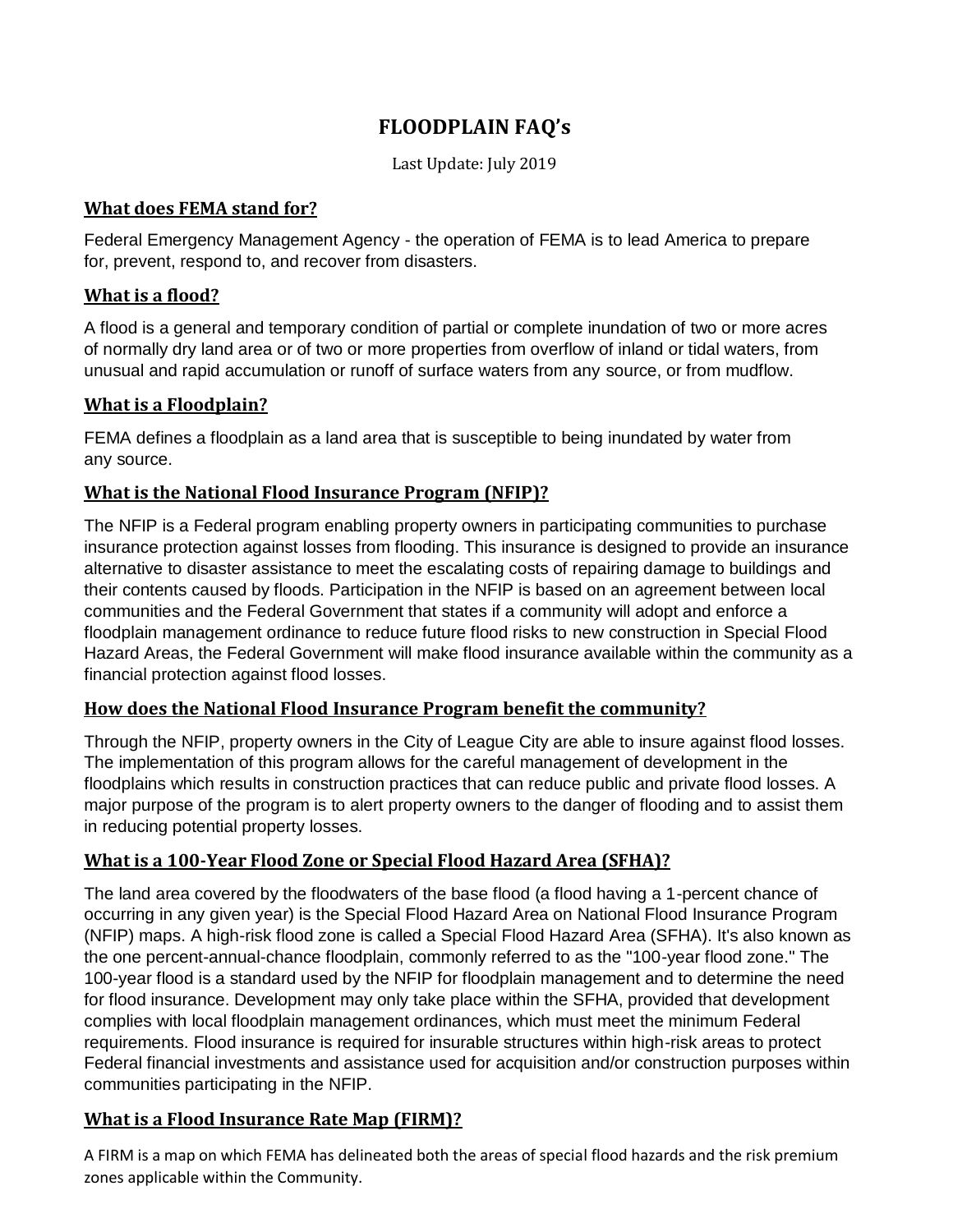# FLOODPLAIN FAQ's

Last Update: July 2019

## What does FEMA stand for?

Federal Emergency Management Agency - the operation of FEMA is to lead America to prepare for, prevent, respond to, and recover from disasters.

## What is a flood?

A flood is a general and temporary condition of partial or complete inundation of two or more acres of normally dry land area or of two or more properties from overflow of inland or tidal waters, from unusual and rapid accumulation or runoff of surface waters from any source, or from mudflow.

## What is a Floodplain?

FEMA defines a floodplain as a land area that is susceptible to being inundated by water from any source.

## What is the National Flood Insurance Program (NFIP)?

The NFIP is a Federal program enabling property owners in participating communities to purchase insurance protection against losses from flooding. This insurance is designed to provide an insurance alternative to disaster assistance to meet the escalating costs of repairing damage to buildings and their contents caused by floods. Participation in the NFIP is based on an agreement between local communities and the Federal Government that states if a community will adopt and enforce a floodplain management ordinance to reduce future flood risks to new construction in Special Flood Hazard Areas, the Federal Government will make flood insurance available within the community as a financial protection against flood losses.

## How does the National Flood Insurance Program benefit the community?

Through the NFIP, property owners in the City of League City are able to insure against flood losses. The implementation of this program allows for the careful management of development in the floodplains which results in construction practices that can reduce public and private flood losses. A major purpose of the program is to alert property owners to the danger of flooding and to assist them in reducing potential property losses.

## What is a 100-Year Flood Zone or Special Flood Hazard Area (SFHA)?

The land area covered by the floodwaters of the base flood (a flood having a 1-percent chance of occurring in any given year) is the Special Flood Hazard Area on National Flood Insurance Program (NFIP) maps. A high-risk flood zone is called a Special Flood Hazard Area (SFHA). It's also known as the one percent-annual-chance floodplain, commonly referred to as the "100-year flood zone." The 100-year flood is a standard used by the NFIP for floodplain management and to determine the need for flood insurance. Development may only take place within the SFHA, provided that development complies with local floodplain management ordinances, which must meet the minimum Federal requirements. Flood insurance is required for insurable structures within high-risk areas to protect Federal financial investments and assistance used for acquisition and/or construction purposes within communities participating in the NFIP.

## What is a Flood Insurance Rate Map (FIRM)?

A FIRM is a map on which FEMA has delineated both the areas of special flood hazards and the risk premium zones applicable within the Community.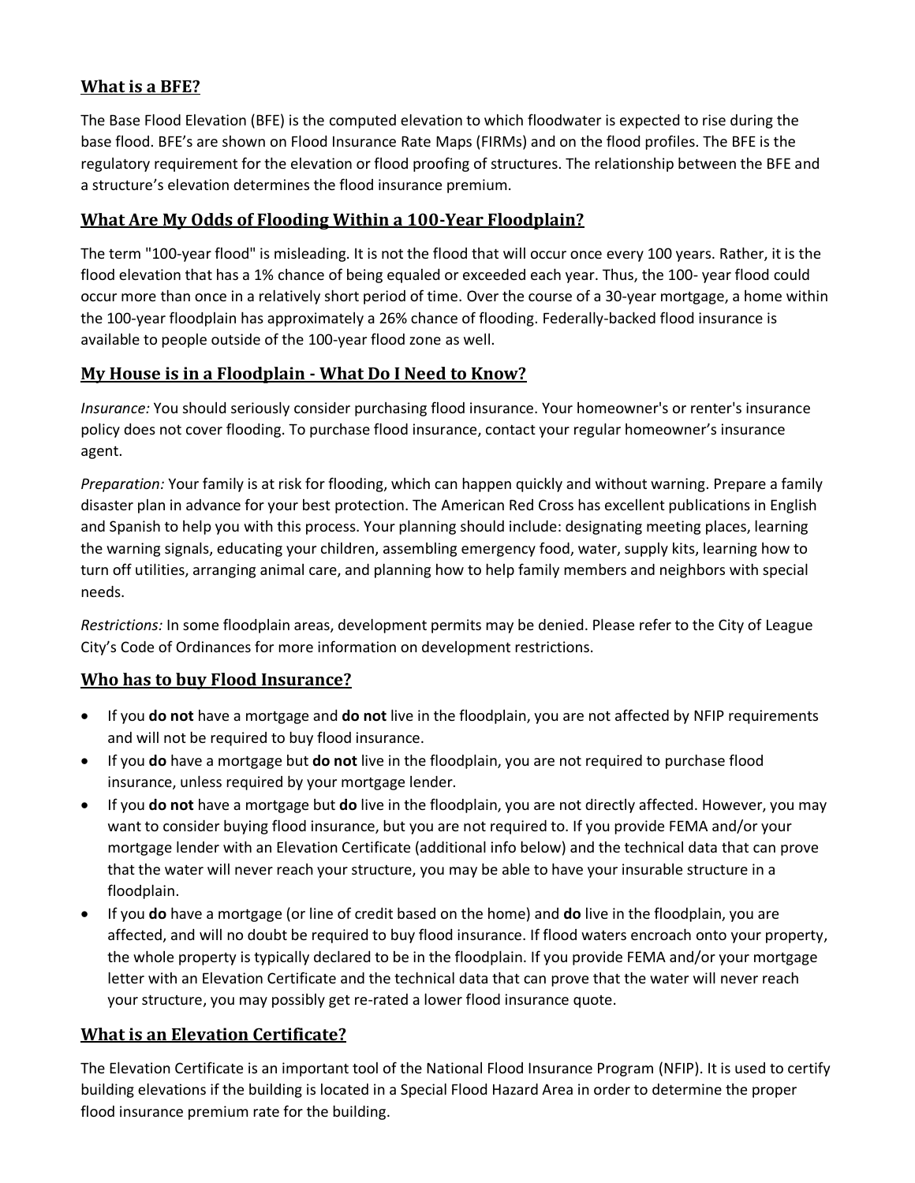## What is a BFE?

The Base Flood Elevation (BFE) is the computed elevation to which floodwater is expected to rise during the base flood. BFE's are shown on Flood Insurance Rate Maps (FIRMs) and on the flood profiles. The BFE is the regulatory requirement for the elevation or flood proofing of structures. The relationship between the BFE and a structure's elevation determines the flood insurance premium.

## What Are My Odds of Flooding Within a 100-Year Floodplain?

The term "100-year flood" is misleading. It is not the flood that will occur once every 100 years. Rather, it is the flood elevation that has a 1% chance of being equaled or exceeded each year. Thus, the 100- year flood could occur more than once in a relatively short period of time. Over the course of a 30-year mortgage, a home within the 100-year floodplain has approximately a 26% chance of flooding. Federally-backed flood insurance is available to people outside of the 100-year flood zone as well.

## My House is in a Floodplain - What Do I Need to Know?

*Insurance:* You should seriously consider purchasing flood insurance. Your homeowner's or renter's insurance policy does not cover flooding. To purchase flood insurance, contact your regular homeowner's insurance agent.

*Preparation:* Your family is at risk for flooding, which can happen quickly and without warning. Prepare a family disaster plan in advance for your best protection. The American Red Cross has excellent publications in English and Spanish to help you with this process. Your planning should include: designating meeting places, learning the warning signals, educating your children, assembling emergency food, water, supply kits, learning how to turn off utilities, arranging animal care, and planning how to help family members and neighbors with special needs.

*Restrictions:* In some floodplain areas, development permits may be denied. Please refer to the City of League City's Code of Ordinances for more information on development restrictions.

## Who has to buy Flood Insurance?

- If you **do not** have a mortgage and **do not** live in the floodplain, you are not affected by NFIP requirements and will not be required to buy flood insurance.
- If you **do** have a mortgage but **do not** live in the floodplain, you are not required to purchase flood insurance, unless required by your mortgage lender.
- If you **do not** have a mortgage but **do** live in the floodplain, you are not directly affected. However, you may want to consider buying flood insurance, but you are not required to. If you provide FEMA and/or your mortgage lender with an Elevation Certificate (additional info below) and the technical data that can prove that the water will never reach your structure, you may be able to have your insurable structure in a floodplain.
- If you **do** have a mortgage (or line of credit based on the home) and **do** live in the floodplain, you are affected, and will no doubt be required to buy flood insurance. If flood waters encroach onto your property, the whole property is typically declared to be in the floodplain. If you provide FEMA and/or your mortgage letter with an Elevation Certificate and the technical data that can prove that the water will never reach your structure, you may possibly get re-rated a lower flood insurance quote.

## What is an Elevation Certificate?

The Elevation Certificate is an important tool of the National Flood Insurance Program (NFIP). It is used to certify building elevations if the building is located in a Special Flood Hazard Area in order to determine the proper flood insurance premium rate for the building.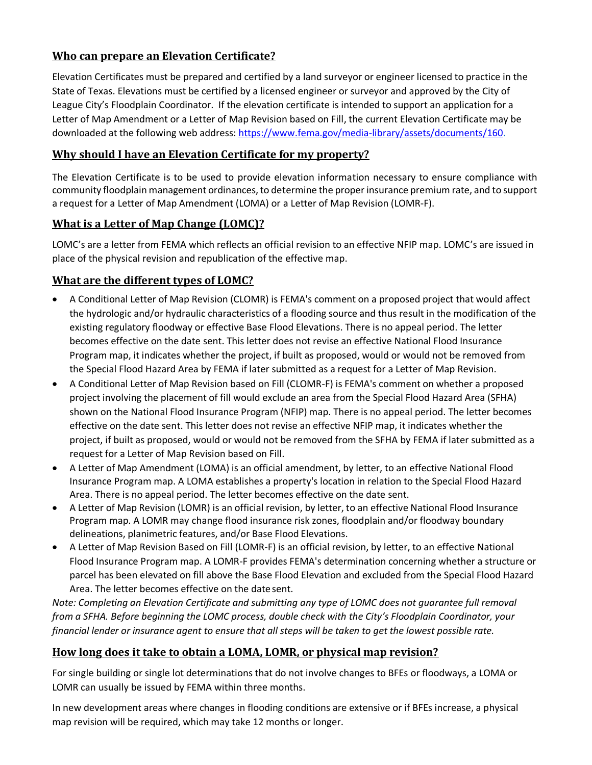## Who can prepare an Elevation Certificate?

Elevation Certificates must be prepared and certified by a land surveyor or engineer licensed to practice in the State of Texas. Elevations must be certified by a licensed engineer or surveyor and approved by the City of League City's Floodplain Coordinator. If the elevation certificate is intended to support an application for a Letter of Map Amendment or a Letter of Map Revision based on Fill, the current Elevation Certificate may be downloaded at the following web address: [https://www.fema.gov/media-library/assets/documents/160](https://www.fema.gov/media-library/assets/documents/160).

## Why should I have an Elevation Certificate for my property?

The Elevation Certificate is to be used to provide elevation information necessary to ensure compliance with community floodplain management ordinances, to determine the proper insurance premium rate, and to support a request for a Letter of Map Amendment (LOMA) or a Letter of Map Revision (LOMR-F).

## What is a Letter of Map Change (LOMC)?

LOMC's are a letter from FEMA which reflects an official revision to an effective NFIP map. LOMC's are issued in place of the physical revision and republication of the effective map.

## What are the different types of LOMC?

- A Conditional Letter of Map Revision (CLOMR) is FEMA's comment on a proposed project that would affect the hydrologic and/or hydraulic characteristics of a flooding source and thus result in the modification of the existing regulatory floodway or effective Base Flood Elevations. There is no appeal period. The letter becomes effective on the date sent. This letter does not revise an effective National Flood Insurance Program map, it indicates whether the project, if built as proposed, would or would not be removed from the Special Flood Hazard Area by FEMA if later submitted as a request for a Letter of Map Revision.
- A Conditional Letter of Map Revision based on Fill (CLOMR-F) is FEMA's comment on whether a proposed project involving the placement of fill would exclude an area from the Special Flood Hazard Area (SFHA) shown on the National Flood Insurance Program (NFIP) map. There is no appeal period. The letter becomes effective on the date sent. This letter does not revise an effective NFIP map, it indicates whether the project, if built as proposed, would or would not be removed from the SFHA by FEMA if later submitted as a request for a Letter of Map Revision based on Fill.
- A Letter of Map Amendment (LOMA) is an official amendment, by letter, to an effective National Flood Insurance Program map. A LOMA establishes a property's location in relation to the Special Flood Hazard Area. There is no appeal period. The letter becomes effective on the date sent.
- A Letter of Map Revision (LOMR) is an official revision, by letter, to an effective National Flood Insurance Program map. A LOMR may change flood insurance risk zones, floodplain and/or floodway boundary delineations, planimetric features, and/or Base Flood Elevations.
- A Letter of Map Revision Based on Fill (LOMR-F) is an official revision, by letter, to an effective National Flood Insurance Program map. A LOMR-F provides FEMA's determination concerning whether a structure or parcel has been elevated on fill above the Base Flood Elevation and excluded from the Special Flood Hazard Area. The letter becomes effective on the date sent.

*Note: Completing an Elevation Certificate and submitting any type of LOMC does not guarantee full removal from a SFHA. Before beginning the LOMC process, double check with the City's Floodplain Coordinator, your financial lender or insurance agent to ensure that all steps will be taken to get the lowest possible rate.*

## How long does it take to obtain a LOMA, LOMR, or physical map revision?

For single building or single lot determinations that do not involve changes to BFEs or floodways, a LOMA or LOMR can usually be issued by FEMA within three months.

In new development areas where changes in flooding conditions are extensive or if BFEs increase, a physical map revision will be required, which may take 12 months or longer.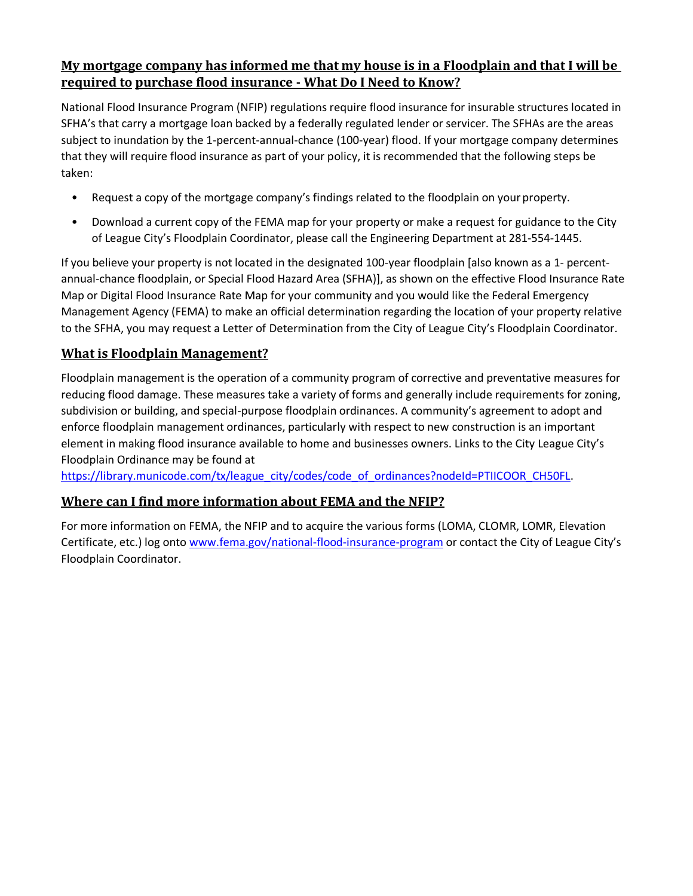## My mortgage company has informed me that my house is in a Floodplain and that I will be required to purchase flood insurance - What Do I Need to Know?

National Flood Insurance Program (NFIP) regulations require flood insurance for insurable structures located in SFHA's that carry a mortgage loan backed by a federally regulated lender or servicer. The SFHAs are the areas subject to inundation by the 1-percent-annual-chance (100-year) flood. If your mortgage company determines that they will require flood insurance as part of your policy, it is recommended that the following steps be taken:

- Request a copy of the mortgage company's findings related to the floodplain on your property.
- Download a current copy of the FEMA map for your property or make a request for guidance to the City of League City's Floodplain Coordinator, please call the Engineering Department at 281-554-1445.

If you believe your property is not located in the designated 100-year floodplain [also known as a 1- percent-annual-chance floodplain, or Special Flood Hazard Area (SFHA)], as shown on the effective Flood Insurance Rate Map or Digital Flood Insurance Rate Map for your community and you would like the Federal Emergency Management Agency (FEMA) to make an official determination regarding the location of your property relative to the SFHA, you may request a Letter of Determination from the City of League City's Floodplain Coordinator.

## What is Floodplain Management?

Floodplain management is the operation of a community program of corrective and preventative measures for reducing flood damage. These measures take a variety of forms and generally include requirements for zoning, subdivision or building, and special-purpose floodplain ordinances. A community's agreement to adopt and enforce floodplain management ordinances, particularly with respect to new construction is an important element in making flood insurance available to home and businesses owners. Links to the City League City's Floodplain Ordinance may be found at [https://library.municode.com/tx/league_city/codes/code_of_ordinances?nodeId=PTIICOOR_CH50FL](https://library.municode.com/tx/league_city/codes/code_of_ordinances?nodeId=PTIICOOR_CH50FL).

## Where can I find more information about FEMA and the NFIP?

For more information on FEMA, the NFIP and to acquire the various forms (LOMA, CLOMR, LOMR, Elevation Certificate, etc.) log onto [www.fema.gov/national-flood-insurance-program](http://www.fema.gov/national-flood-insurance-program) or contact the City of League City's Floodplain Coordinator.